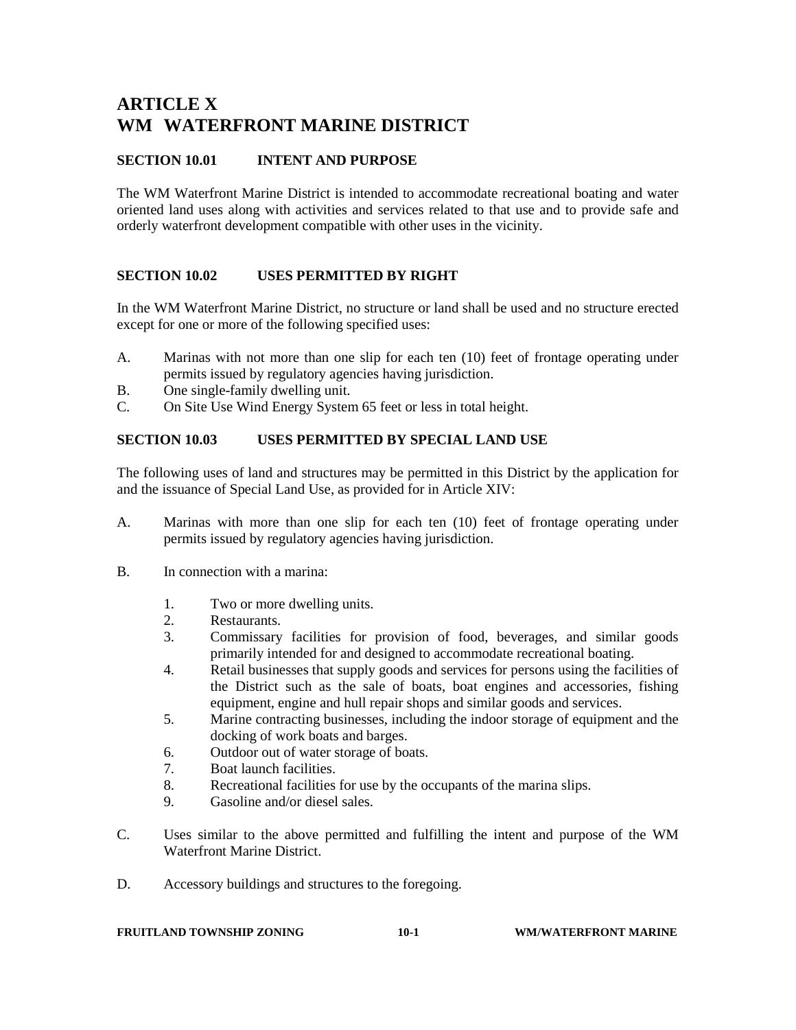# ARTICLE X
# WM WATERFRONT MARINE DISTRICT

## SECTION 10.01 INTENT AND PURPOSE

The WM Waterfront Marine District is intended to accommodate recreational boating and water oriented land uses along with activities and services related to that use and to provide safe and orderly waterfront development compatible with other uses in the vicinity.

## SECTION 10.02 USES PERMITTED BY RIGHT

In the WM Waterfront Marine District, no structure or land shall be used and no structure erected except for one or more of the following specified uses:

A. Marinas with not more than one slip for each ten (10) feet of frontage operating under permits issued by regulatory agencies having jurisdiction.
B. One single-family dwelling unit.
C. On Site Use Wind Energy System 65 feet or less in total height.

## SECTION 10.03 USES PERMITTED BY SPECIAL LAND USE

The following uses of land and structures may be permitted in this District by the application for and the issuance of Special Land Use, as provided for in Article XIV:

A. Marinas with more than one slip for each ten (10) feet of frontage operating under permits issued by regulatory agencies having jurisdiction.

B. In connection with a marina:

   1. Two or more dwelling units.
   2. Restaurants.
   3. Commissary facilities for provision of food, beverages, and similar goods primarily intended for and designed to accommodate recreational boating.
   4. Retail businesses that supply goods and services for persons using the facilities of the District such as the sale of boats, boat engines and accessories, fishing equipment, engine and hull repair shops and similar goods and services.
   5. Marine contracting businesses, including the indoor storage of equipment and the docking of work boats and barges.
   6. Outdoor out of water storage of boats.
   7. Boat launch facilities.
   8. Recreational facilities for use by the occupants of the marina slips.
   9. Gasoline and/or diesel sales.

C. Uses similar to the above permitted and fulfilling the intent and purpose of the WM Waterfront Marine District.

D. Accessory buildings and structures to the foregoing.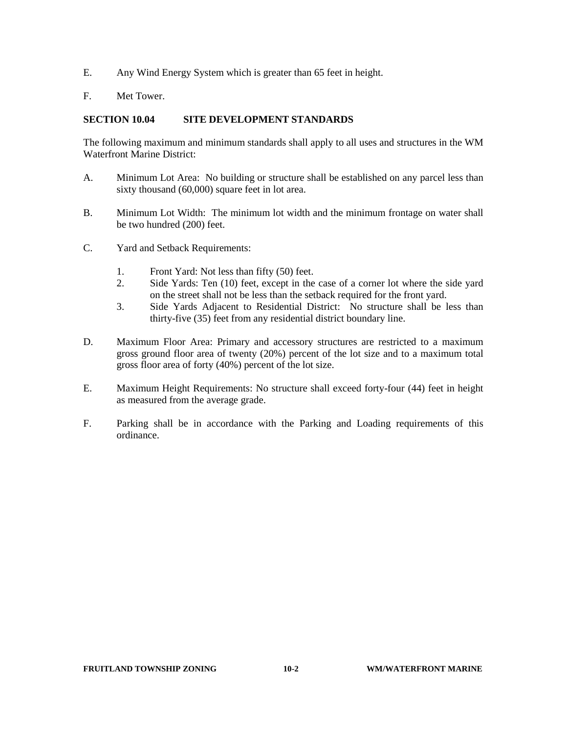E. Any Wind Energy System which is greater than 65 feet in height.

F. Met Tower.

## SECTION 10.04 SITE DEVELOPMENT STANDARDS

The following maximum and minimum standards shall apply to all uses and structures in the WM Waterfront Marine District:

A. Minimum Lot Area: No building or structure shall be established on any parcel less than sixty thousand (60,000) square feet in lot area.

B. Minimum Lot Width: The minimum lot width and the minimum frontage on water shall be two hundred (200) feet.

C. Yard and Setback Requirements:

   1. Front Yard: Not less than fifty (50) feet.
   2. Side Yards: Ten (10) feet, except in the case of a corner lot where the side yard on the street shall not be less than the setback required for the front yard.
   3. Side Yards Adjacent to Residential District: No structure shall be less than thirty-five (35) feet from any residential district boundary line.

D. Maximum Floor Area: Primary and accessory structures are restricted to a maximum gross ground floor area of twenty (20%) percent of the lot size and to a maximum total gross floor area of forty (40%) percent of the lot size.

E. Maximum Height Requirements: No structure shall exceed forty-four (44) feet in height as measured from the average grade.

F. Parking shall be in accordance with the Parking and Loading requirements of this ordinance.